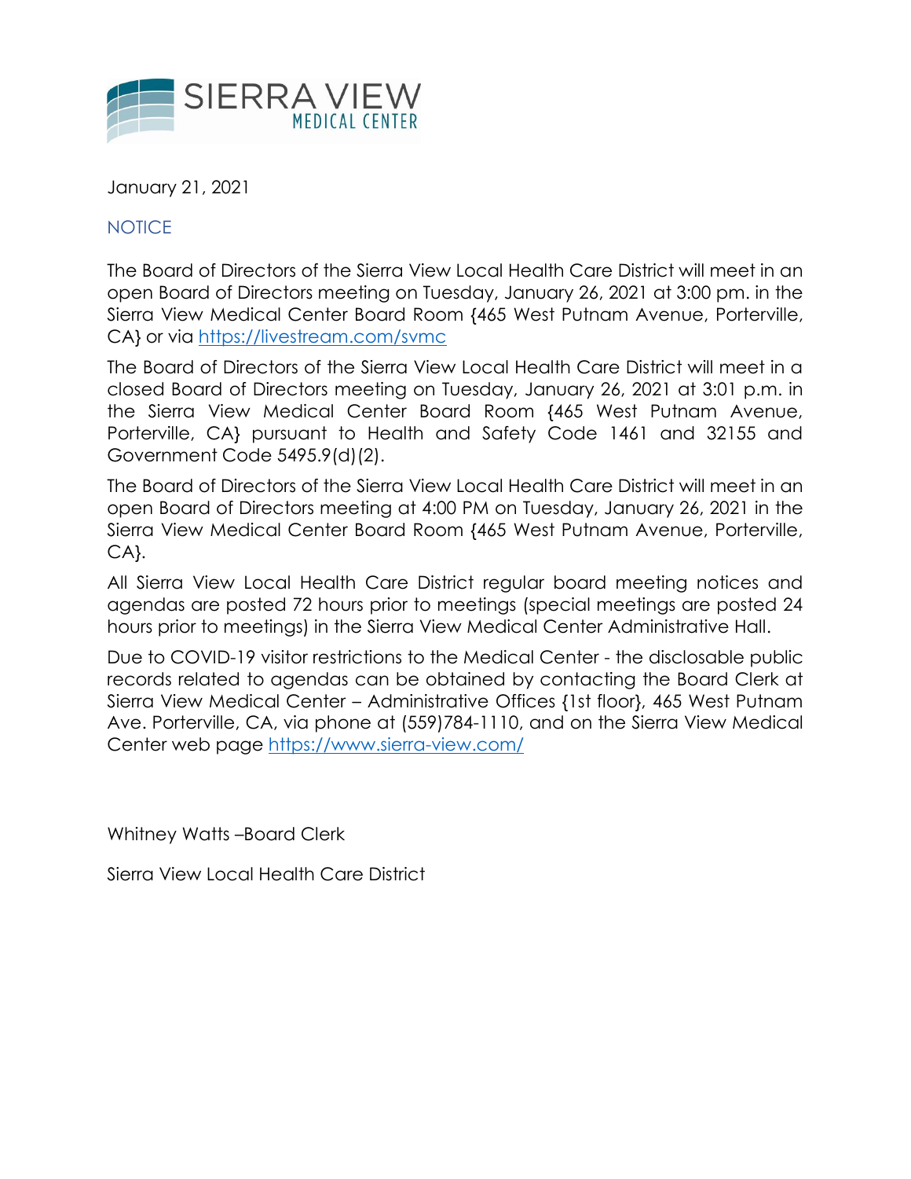SIERRA VIEW
MEDICAL CENTER

January 21, 2021

NOTICE

The Board of Directors of the Sierra View Local Health Care District will meet in an open Board of Directors meeting on Tuesday, January 26, 2021 at 3:00 pm. in the Sierra View Medical Center Board Room {465 West Putnam Avenue, Porterville, CA} or via https://livestream.com/svmc

The Board of Directors of the Sierra View Local Health Care District will meet in a closed Board of Directors meeting on Tuesday, January 26, 2021 at 3:01 p.m. in the Sierra View Medical Center Board Room {465 West Putnam Avenue, Porterville, CA} pursuant to Health and Safety Code 1461 and 32155 and Government Code 5495.9(d)(2).

The Board of Directors of the Sierra View Local Health Care District will meet in an open Board of Directors meeting at 4:00 PM on Tuesday, January 26, 2021 in the Sierra View Medical Center Board Room {465 West Putnam Avenue, Porterville, CA}.

All Sierra View Local Health Care District regular board meeting notices and agendas are posted 72 hours prior to meetings (special meetings are posted 24 hours prior to meetings) in the Sierra View Medical Center Administrative Hall.

Due to COVID-19 visitor restrictions to the Medical Center - the disclosable public records related to agendas can be obtained by contacting the Board Clerk at Sierra View Medical Center – Administrative Offices {1st floor}, 465 West Putnam Ave. Porterville, CA, via phone at (559)784-1110, and on the Sierra View Medical Center web page https://www.sierra-view.com/

Whitney Watts –Board Clerk

Sierra View Local Health Care District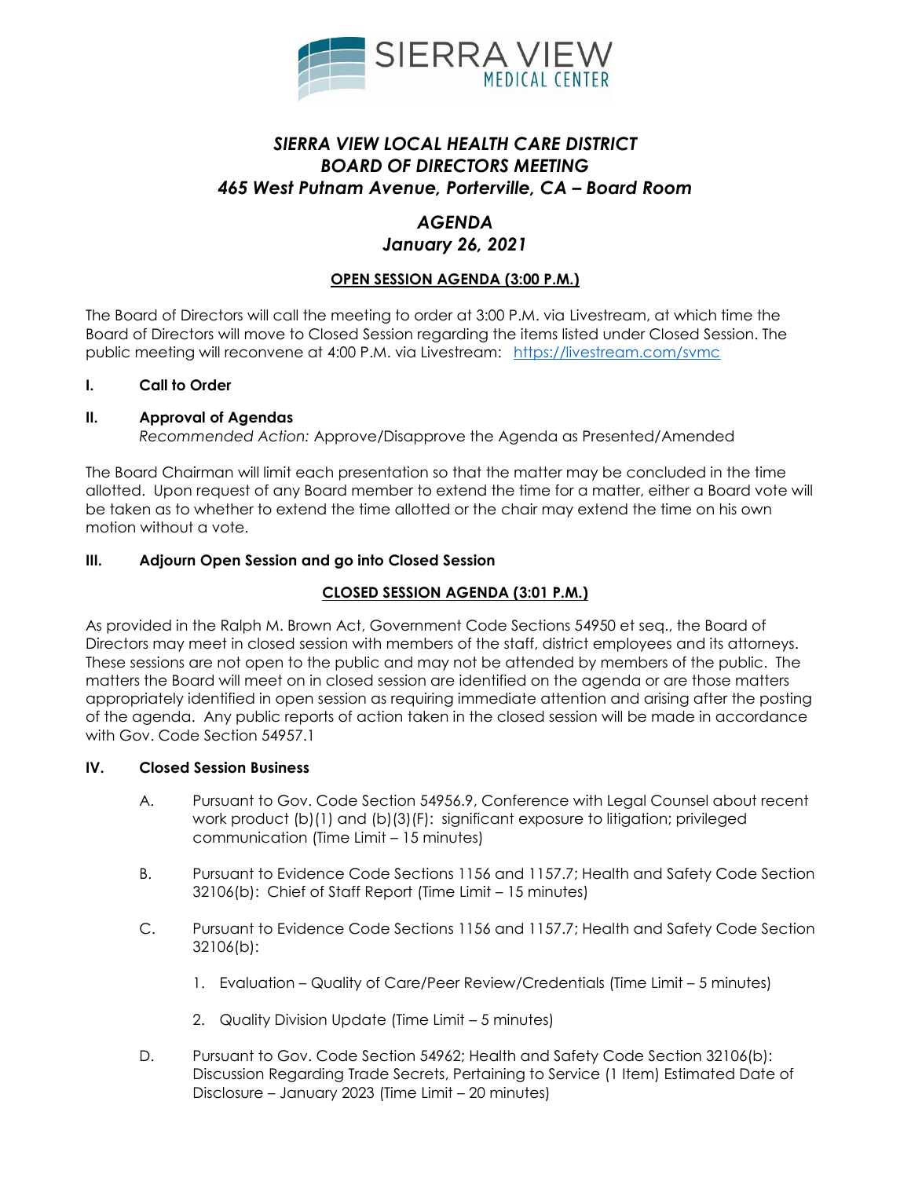# SIERRA VIEW MEDICAL CENTER

## *SIERRA VIEW LOCAL HEALTH CARE DISTRICT*
## *BOARD OF DIRECTORS MEETING*
## *465 West Putnam Avenue, Porterville, CA – Board Room*

## *AGENDA*
## *January 26, 2021*

**OPEN SESSION AGENDA (3:00 P.M.)**

The Board of Directors will call the meeting to order at 3:00 P.M. via Livestream, at which time the Board of Directors will move to Closed Session regarding the items listed under Closed Session. The public meeting will reconvene at 4:00 P.M. via Livestream: https://livestream.com/svmc

**I. Call to Order**

**II. Approval of Agendas**
*Recommended Action:* Approve/Disapprove the Agenda as Presented/Amended

The Board Chairman will limit each presentation so that the matter may be concluded in the time allotted. Upon request of any Board member to extend the time for a matter, either a Board vote will be taken as to whether to extend the time allotted or the chair may extend the time on his own motion without a vote.

**III. Adjourn Open Session and go into Closed Session**

**CLOSED SESSION AGENDA (3:01 P.M.)**

As provided in the Ralph M. Brown Act, Government Code Sections 54950 et seq., the Board of Directors may meet in closed session with members of the staff, district employees and its attorneys. These sessions are not open to the public and may not be attended by members of the public. The matters the Board will meet on in closed session are identified on the agenda or are those matters appropriately identified in open session as requiring immediate attention and arising after the posting of the agenda. Any public reports of action taken in the closed session will be made in accordance with Gov. Code Section 54957.1

**IV. Closed Session Business**

A. Pursuant to Gov. Code Section 54956.9, Conference with Legal Counsel about recent work product (b)(1) and (b)(3)(F): significant exposure to litigation; privileged communication (Time Limit – 15 minutes)

B. Pursuant to Evidence Code Sections 1156 and 1157.7; Health and Safety Code Section 32106(b): Chief of Staff Report (Time Limit – 15 minutes)

C. Pursuant to Evidence Code Sections 1156 and 1157.7; Health and Safety Code Section 32106(b):

1. Evaluation – Quality of Care/Peer Review/Credentials (Time Limit – 5 minutes)

2. Quality Division Update (Time Limit – 5 minutes)

D. Pursuant to Gov. Code Section 54962; Health and Safety Code Section 32106(b): Discussion Regarding Trade Secrets, Pertaining to Service (1 Item) Estimated Date of Disclosure – January 2023 (Time Limit – 20 minutes)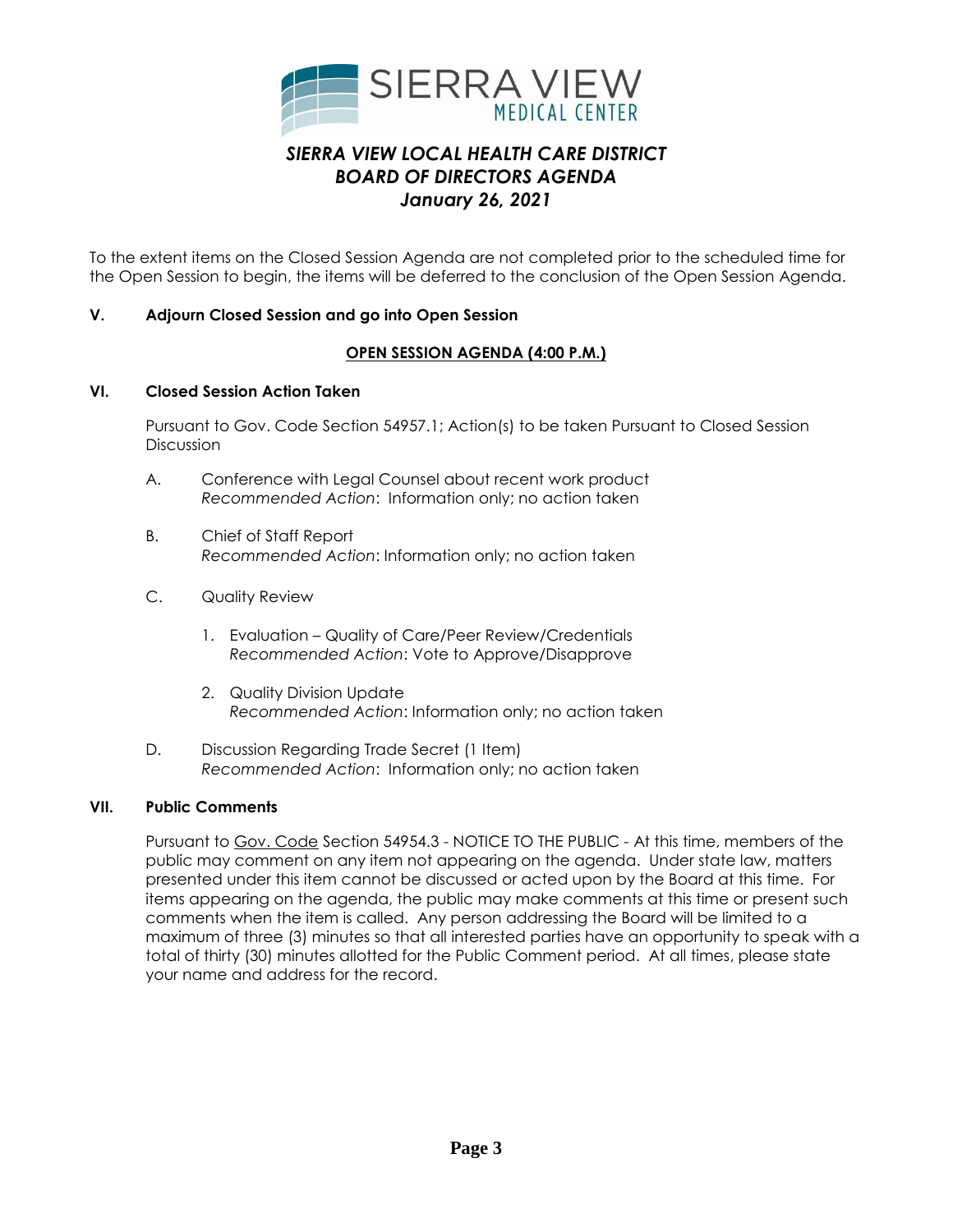SIERRA VIEW MEDICAL CENTER

# *SIERRA VIEW LOCAL HEALTH CARE DISTRICT*
# *BOARD OF DIRECTORS AGENDA*
## *January 26, 2021*

To the extent items on the Closed Session Agenda are not completed prior to the scheduled time for the Open Session to begin, the items will be deferred to the conclusion of the Open Session Agenda.

**V. Adjourn Closed Session and go into Open Session**

**OPEN SESSION AGENDA (4:00 P.M.)**

**VI. Closed Session Action Taken**

Pursuant to Gov. Code Section 54957.1; Action(s) to be taken Pursuant to Closed Session Discussion

A. Conference with Legal Counsel about recent work product
*Recommended Action*: Information only; no action taken

B. Chief of Staff Report
*Recommended Action*: Information only; no action taken

C. Quality Review

1. Evaluation – Quality of Care/Peer Review/Credentials
*Recommended Action*: Vote to Approve/Disapprove

2. Quality Division Update
*Recommended Action*: Information only; no action taken

D. Discussion Regarding Trade Secret (1 Item)
*Recommended Action*: Information only; no action taken

**VII. Public Comments**

Pursuant to Gov. Code Section 54954.3 - NOTICE TO THE PUBLIC - At this time, members of the public may comment on any item not appearing on the agenda. Under state law, matters presented under this item cannot be discussed or acted upon by the Board at this time. For items appearing on the agenda, the public may make comments at this time or present such comments when the item is called. Any person addressing the Board will be limited to a maximum of three (3) minutes so that all interested parties have an opportunity to speak with a total of thirty (30) minutes allotted for the Public Comment period. At all times, please state your name and address for the record.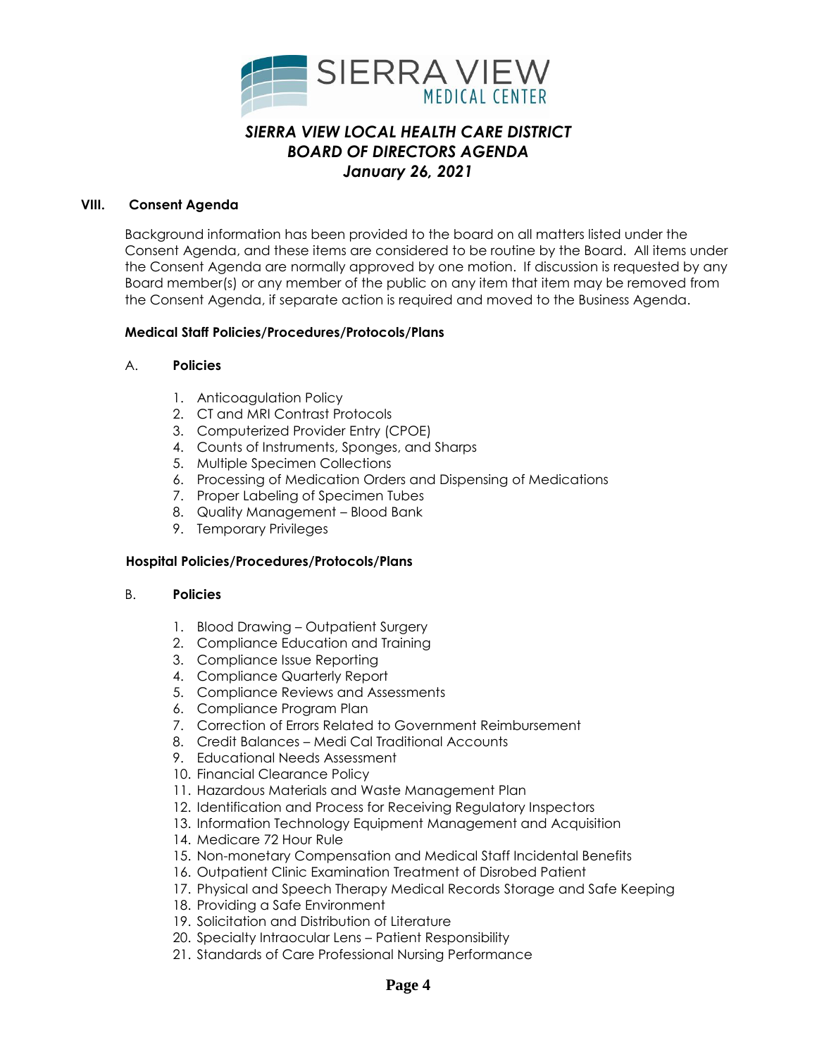SIERRA VIEW MEDICAL CENTER

# *SIERRA VIEW LOCAL HEALTH CARE DISTRICT*
# *BOARD OF DIRECTORS AGENDA*
## *January 26, 2021*

### VIII. Consent Agenda

Background information has been provided to the board on all matters listed under the Consent Agenda, and these items are considered to be routine by the Board. All items under the Consent Agenda are normally approved by one motion. If discussion is requested by any Board member(s) or any member of the public on any item that item may be removed from the Consent Agenda, if separate action is required and moved to the Business Agenda.

**Medical Staff Policies/Procedures/Protocols/Plans**

A. **Policies**

1. Anticoagulation Policy
2. CT and MRI Contrast Protocols
3. Computerized Provider Entry (CPOE)
4. Counts of Instruments, Sponges, and Sharps
5. Multiple Specimen Collections
6. Processing of Medication Orders and Dispensing of Medications
7. Proper Labeling of Specimen Tubes
8. Quality Management – Blood Bank
9. Temporary Privileges

**Hospital Policies/Procedures/Protocols/Plans**

B. **Policies**

1. Blood Drawing – Outpatient Surgery
2. Compliance Education and Training
3. Compliance Issue Reporting
4. Compliance Quarterly Report
5. Compliance Reviews and Assessments
6. Compliance Program Plan
7. Correction of Errors Related to Government Reimbursement
8. Credit Balances – Medi Cal Traditional Accounts
9. Educational Needs Assessment
10. Financial Clearance Policy
11. Hazardous Materials and Waste Management Plan
12. Identification and Process for Receiving Regulatory Inspectors
13. Information Technology Equipment Management and Acquisition
14. Medicare 72 Hour Rule
15. Non-monetary Compensation and Medical Staff Incidental Benefits
16. Outpatient Clinic Examination Treatment of Disrobed Patient
17. Physical and Speech Therapy Medical Records Storage and Safe Keeping
18. Providing a Safe Environment
19. Solicitation and Distribution of Literature
20. Specialty Intraocular Lens – Patient Responsibility
21. Standards of Care Professional Nursing Performance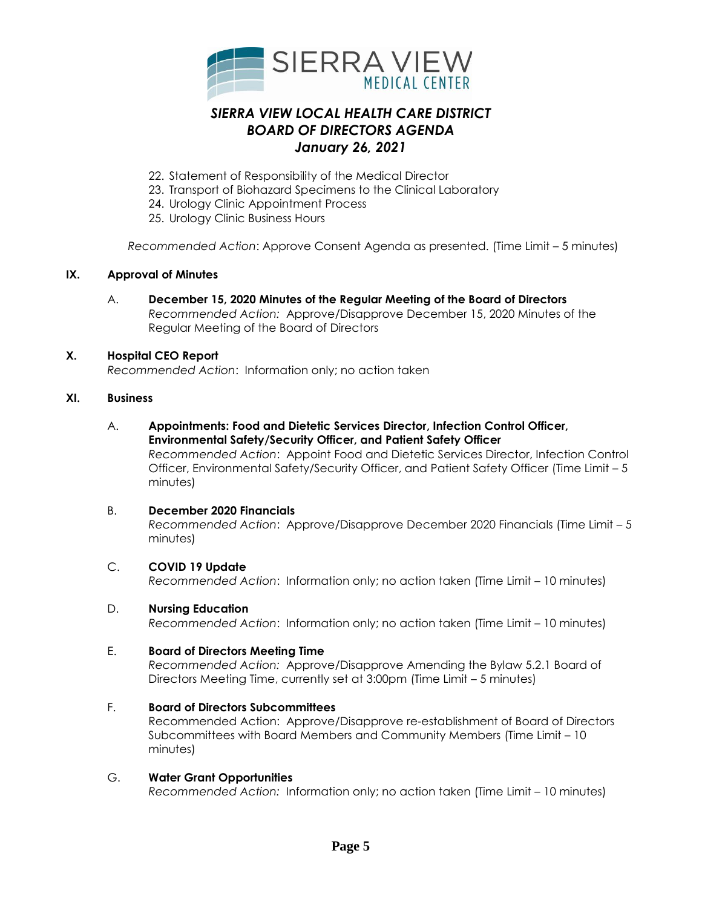22. Statement of Responsibility of the Medical Director
23. Transport of Biohazard Specimens to the Clinical Laboratory
24. Urology Clinic Appointment Process
25. Urology Clinic Business Hours

*Recommended Action*: Approve Consent Agenda as presented. (Time Limit – 5 minutes)

**IX. Approval of Minutes**

A. **December 15, 2020 Minutes of the Regular Meeting of the Board of Directors**
*Recommended Action:* Approve/Disapprove December 15, 2020 Minutes of the Regular Meeting of the Board of Directors

**X. Hospital CEO Report**
*Recommended Action*: Information only; no action taken

**XI. Business**

A. **Appointments: Food and Dietetic Services Director, Infection Control Officer, Environmental Safety/Security Officer, and Patient Safety Officer**
*Recommended Action*: Appoint Food and Dietetic Services Director, Infection Control Officer, Environmental Safety/Security Officer, and Patient Safety Officer (Time Limit – 5 minutes)

B. **December 2020 Financials**
*Recommended Action*: Approve/Disapprove December 2020 Financials (Time Limit – 5 minutes)

C. **COVID 19 Update**
*Recommended Action*: Information only; no action taken (Time Limit – 10 minutes)

D. **Nursing Education**
*Recommended Action*: Information only; no action taken (Time Limit – 10 minutes)

E. **Board of Directors Meeting Time**
*Recommended Action:* Approve/Disapprove Amending the Bylaw 5.2.1 Board of Directors Meeting Time, currently set at 3:00pm (Time Limit – 5 minutes)

F. **Board of Directors Subcommittees**
Recommended Action: Approve/Disapprove re-establishment of Board of Directors Subcommittees with Board Members and Community Members (Time Limit – 10 minutes)

G. **Water Grant Opportunities**
*Recommended Action:* Information only; no action taken (Time Limit – 10 minutes)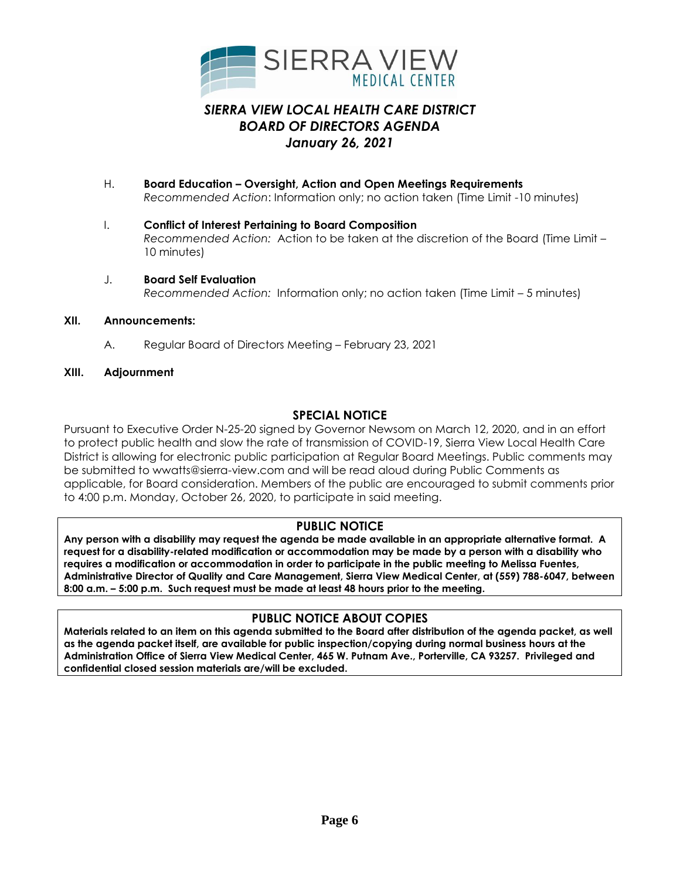# SIERRA VIEW LOCAL HEALTH CARE DISTRICT
# BOARD OF DIRECTORS AGENDA
# January 26, 2021

H. **Board Education – Oversight, Action and Open Meetings Requirements**
*Recommended Action*: Information only; no action taken (Time Limit -10 minutes)

I. **Conflict of Interest Pertaining to Board Composition**
*Recommended Action:* Action to be taken at the discretion of the Board (Time Limit – 10 minutes)

J. **Board Self Evaluation**
*Recommended Action:* Information only; no action taken (Time Limit – 5 minutes)

**XII. Announcements:**

A. Regular Board of Directors Meeting – February 23, 2021

**XIII. Adjournment**

## SPECIAL NOTICE

Pursuant to Executive Order N-25-20 signed by Governor Newsom on March 12, 2020, and in an effort to protect public health and slow the rate of transmission of COVID-19, Sierra View Local Health Care District is allowing for electronic public participation at Regular Board Meetings. Public comments may be submitted to wwatts@sierra-view.com and will be read aloud during Public Comments as applicable, for Board consideration. Members of the public are encouraged to submit comments prior to 4:00 p.m. Monday, October 26, 2020, to participate in said meeting.

## PUBLIC NOTICE

**Any person with a disability may request the agenda be made available in an appropriate alternative format. A request for a disability-related modification or accommodation may be made by a person with a disability who requires a modification or accommodation in order to participate in the public meeting to Melissa Fuentes, Administrative Director of Quality and Care Management, Sierra View Medical Center, at (559) 788-6047, between 8:00 a.m. – 5:00 p.m. Such request must be made at least 48 hours prior to the meeting.**

## PUBLIC NOTICE ABOUT COPIES

**Materials related to an item on this agenda submitted to the Board after distribution of the agenda packet, as well as the agenda packet itself, are available for public inspection/copying during normal business hours at the Administration Office of Sierra View Medical Center, 465 W. Putnam Ave., Porterville, CA 93257. Privileged and confidential closed session materials are/will be excluded.**